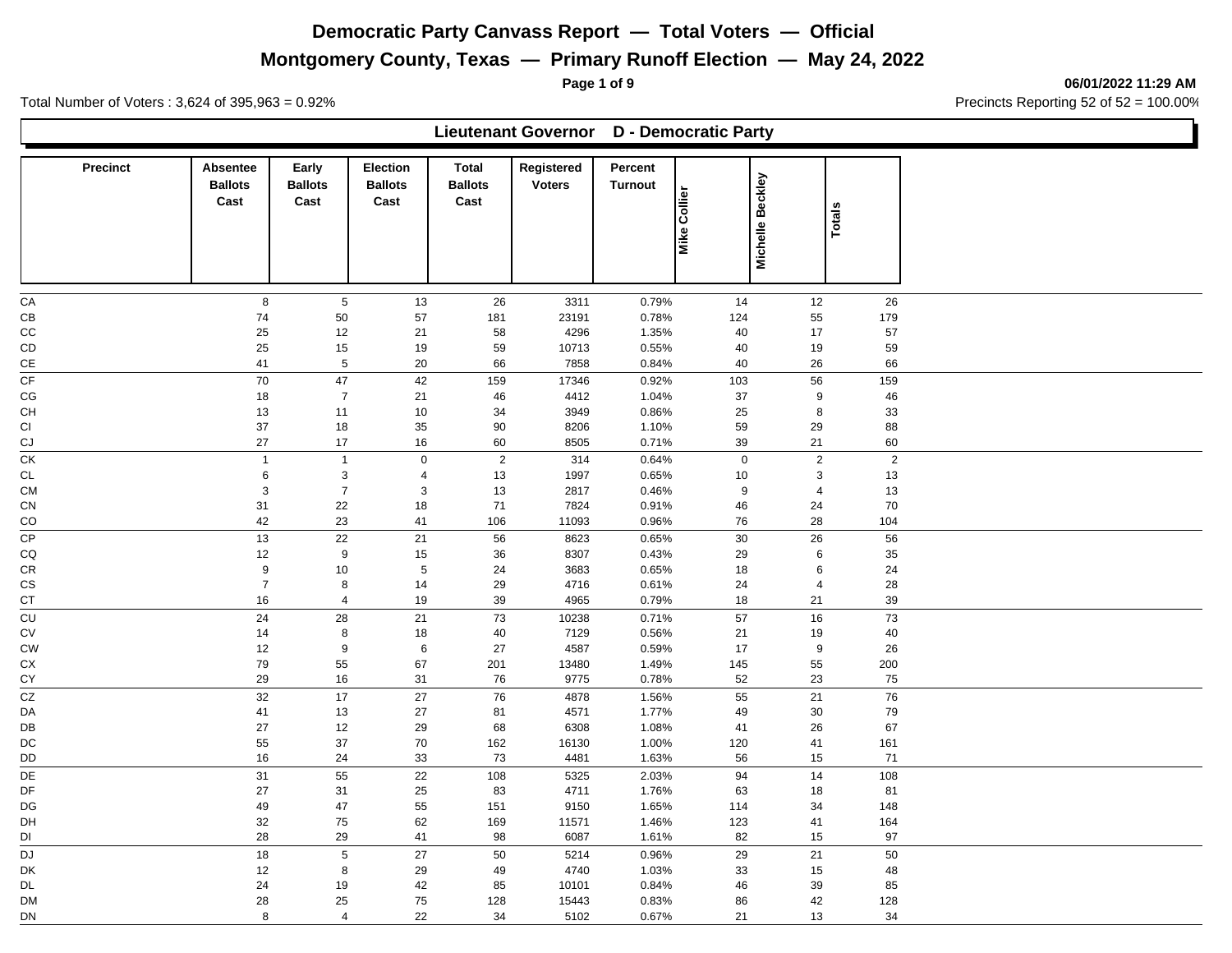# Democratic Party Canvass Report — Total Voters — Official

## Montgomery County, Texas — Primary Runoff Election — May 24, 2022

06/01/2022 11:29 AM

Total Number of Voters : 3,624 of 395,963 = 0.92%

Precincts Reporting 52 of 52 = 100.00%

### Lieutenant Governor D - Democratic Party

| Precinct | Absentee Ballots Cast | Early Ballots Cast | Election Ballots Cast | Total Ballots Cast | Registered Voters | Percent Turnout | Mike Collier | Michelle Beckley | Totals |
|---|---|---|---|---|---|---|---|---|---|
| CA | 8 | 5 | 13 | 26 | 3311 | 0.79% | 14 | 12 | 26 |
| CB | 74 | 50 | 57 | 181 | 23191 | 0.78% | 124 | 55 | 179 |
| CC | 25 | 12 | 21 | 58 | 4296 | 1.35% | 40 | 17 | 57 |
| CD | 25 | 15 | 19 | 59 | 10713 | 0.55% | 40 | 19 | 59 |
| CE | 41 | 5 | 20 | 66 | 7858 | 0.84% | 40 | 26 | 66 |
| CF | 70 | 47 | 42 | 159 | 17346 | 0.92% | 103 | 56 | 159 |
| CG | 18 | 7 | 21 | 46 | 4412 | 1.04% | 37 | 9 | 46 |
| CH | 13 | 11 | 10 | 34 | 3949 | 0.86% | 25 | 8 | 33 |
| CI | 37 | 18 | 35 | 90 | 8206 | 1.10% | 59 | 29 | 88 |
| CJ | 27 | 17 | 16 | 60 | 8505 | 0.71% | 39 | 21 | 60 |
| CK | 1 | 1 | 0 | 2 | 314 | 0.64% | 0 | 2 | 2 |
| CL | 6 | 3 | 4 | 13 | 1997 | 0.65% | 10 | 3 | 13 |
| CM | 3 | 7 | 3 | 13 | 2817 | 0.46% | 9 | 4 | 13 |
| CN | 31 | 22 | 18 | 71 | 7824 | 0.91% | 46 | 24 | 70 |
| CO | 42 | 23 | 41 | 106 | 11093 | 0.96% | 76 | 28 | 104 |
| CP | 13 | 22 | 21 | 56 | 8623 | 0.65% | 30 | 26 | 56 |
| CQ | 12 | 9 | 15 | 36 | 8307 | 0.43% | 29 | 6 | 35 |
| CR | 9 | 10 | 5 | 24 | 3683 | 0.65% | 18 | 6 | 24 |
| CS | 7 | 8 | 14 | 29 | 4716 | 0.61% | 24 | 4 | 28 |
| CT | 16 | 4 | 19 | 39 | 4965 | 0.79% | 18 | 21 | 39 |
| CU | 24 | 28 | 21 | 73 | 10238 | 0.71% | 57 | 16 | 73 |
| CV | 14 | 8 | 18 | 40 | 7129 | 0.56% | 21 | 19 | 40 |
| CW | 12 | 9 | 6 | 27 | 4587 | 0.59% | 17 | 9 | 26 |
| CX | 79 | 55 | 67 | 201 | 13480 | 1.49% | 145 | 55 | 200 |
| CY | 29 | 16 | 31 | 76 | 9775 | 0.78% | 52 | 23 | 75 |
| CZ | 32 | 17 | 27 | 76 | 4878 | 1.56% | 55 | 21 | 76 |
| DA | 41 | 13 | 27 | 81 | 4571 | 1.77% | 49 | 30 | 79 |
| DB | 27 | 12 | 29 | 68 | 6308 | 1.08% | 41 | 26 | 67 |
| DC | 55 | 37 | 70 | 162 | 16130 | 1.00% | 120 | 41 | 161 |
| DD | 16 | 24 | 33 | 73 | 4481 | 1.63% | 56 | 15 | 71 |
| DE | 31 | 55 | 22 | 108 | 5325 | 2.03% | 94 | 14 | 108 |
| DF | 27 | 31 | 25 | 83 | 4711 | 1.76% | 63 | 18 | 81 |
| DG | 49 | 47 | 55 | 151 | 9150 | 1.65% | 114 | 34 | 148 |
| DH | 32 | 75 | 62 | 169 | 11571 | 1.46% | 123 | 41 | 164 |
| DI | 28 | 29 | 41 | 98 | 6087 | 1.61% | 82 | 15 | 97 |
| DJ | 18 | 5 | 27 | 50 | 5214 | 0.96% | 29 | 21 | 50 |
| DK | 12 | 8 | 29 | 49 | 4740 | 1.03% | 33 | 15 | 48 |
| DL | 24 | 19 | 42 | 85 | 10101 | 0.84% | 46 | 39 | 85 |
| DM | 28 | 25 | 75 | 128 | 15443 | 0.83% | 86 | 42 | 128 |
| DN | 8 | 4 | 22 | 34 | 5102 | 0.67% | 21 | 13 | 34 |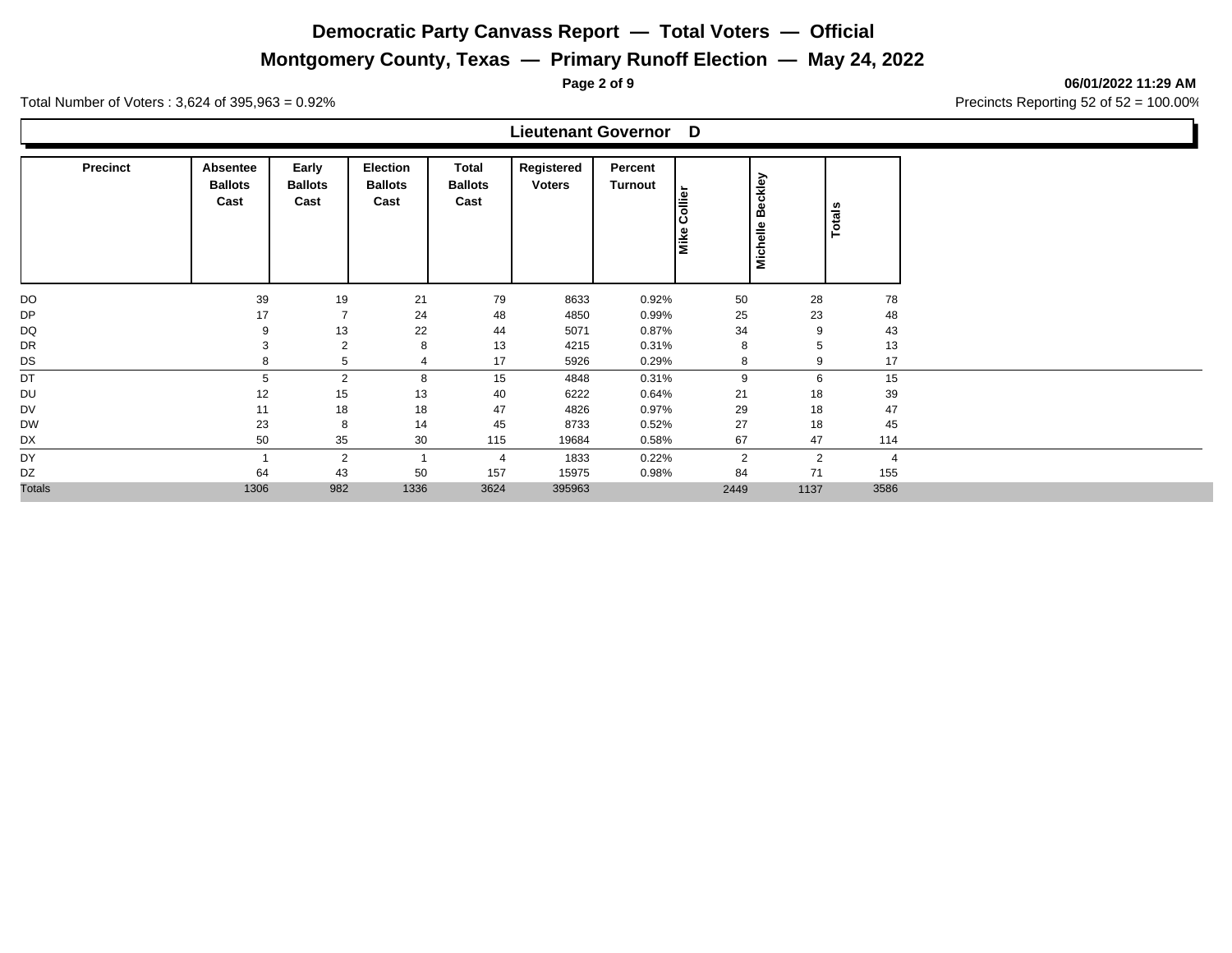# Democratic Party Canvass Report — Total Voters — Official

## Montgomery County, Texas — Primary Runoff Election — May 24, 2022

**06/01/2022 11:29 AM**

Total Number of Voters : 3,624 of 395,963 = 0.92%

Precincts Reporting 52 of 52 = 100.00%

### Lieutenant Governor D

| Precinct | Absentee Ballots Cast | Early Ballots Cast | Election Ballots Cast | Total Ballots Cast | Registered Voters | Percent Turnout | Mike Collier | Michelle Beckley | Totals |
|---|---|---|---|---|---|---|---|---|---|
| DO | 39 | 19 | 21 | 79 | 8633 | 0.92% | 50 | 28 | 78 |
| DP | 17 | 7 | 24 | 48 | 4850 | 0.99% | 25 | 23 | 48 |
| DQ | 9 | 13 | 22 | 44 | 5071 | 0.87% | 34 | 9 | 43 |
| DR | 3 | 2 | 8 | 13 | 4215 | 0.31% | 8 | 5 | 13 |
| DS | 8 | 5 | 4 | 17 | 5926 | 0.29% | 8 | 9 | 17 |
| DT | 5 | 2 | 8 | 15 | 4848 | 0.31% | 9 | 6 | 15 |
| DU | 12 | 15 | 13 | 40 | 6222 | 0.64% | 21 | 18 | 39 |
| DV | 11 | 18 | 18 | 47 | 4826 | 0.97% | 29 | 18 | 47 |
| DW | 23 | 8 | 14 | 45 | 8733 | 0.52% | 27 | 18 | 45 |
| DX | 50 | 35 | 30 | 115 | 19684 | 0.58% | 67 | 47 | 114 |
| DY | 1 | 2 | 1 | 4 | 1833 | 0.22% | 2 | 2 | 4 |
| DZ | 64 | 43 | 50 | 157 | 15975 | 0.98% | 84 | 71 | 155 |
| Totals | 1306 | 982 | 1336 | 3624 | 395963 | | 2449 | 1137 | 3586 |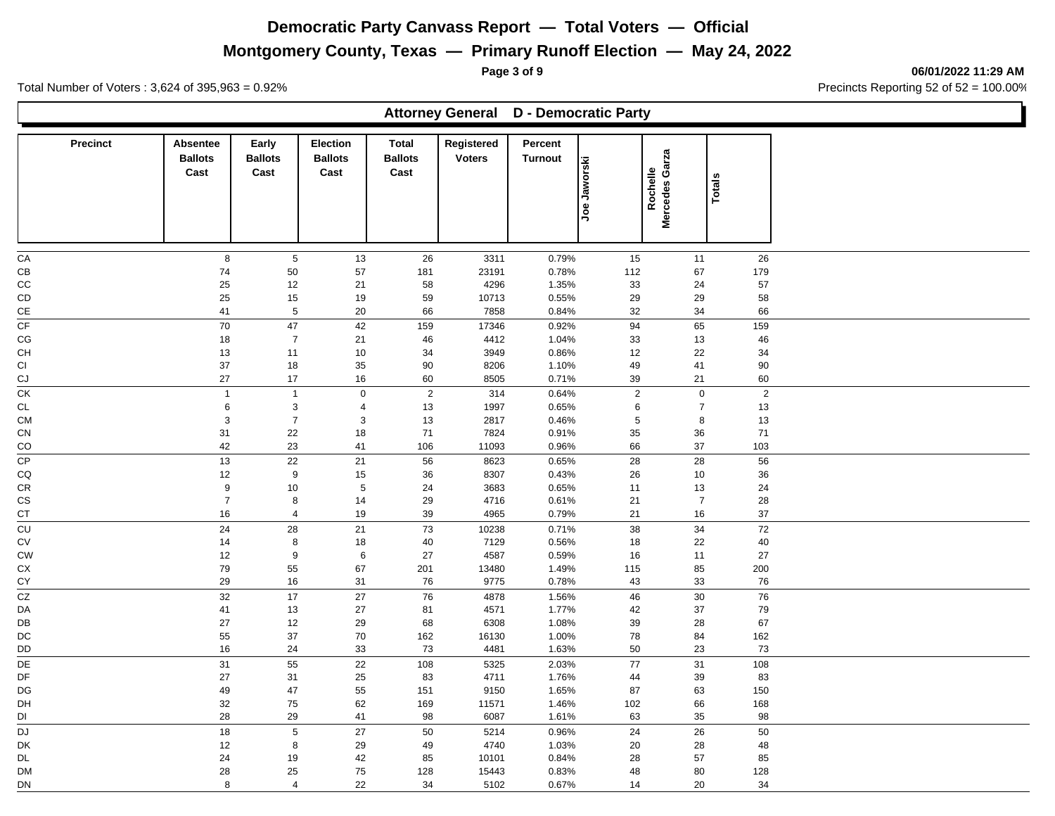# Democratic Party Canvass Report — Total Voters — Official

## Montgomery County, Texas — Primary Runoff Election — May 24, 2022

06/01/2022 11:29 AM

Total Number of Voters : 3,624 of 395,963 = 0.92%

Precincts Reporting 52 of 52 = 100.00%

### Attorney General D - Democratic Party

| Precinct | Absentee Ballots Cast | Early Ballots Cast | Election Ballots Cast | Total Ballots Cast | Registered Voters | Percent Turnout | Joe Jaworski | Rochelle Mercedes Garza | Totals |
|---|---|---|---|---|---|---|---|---|---|
| CA | 8 | 5 | 13 | 26 | 3311 | 0.79% | 15 | 11 | 26 |
| CB | 74 | 50 | 57 | 181 | 23191 | 0.78% | 112 | 67 | 179 |
| CC | 25 | 12 | 21 | 58 | 4296 | 1.35% | 33 | 24 | 57 |
| CD | 25 | 15 | 19 | 59 | 10713 | 0.55% | 29 | 29 | 58 |
| CE | 41 | 5 | 20 | 66 | 7858 | 0.84% | 32 | 34 | 66 |
| CF | 70 | 47 | 42 | 159 | 17346 | 0.92% | 94 | 65 | 159 |
| CG | 18 | 7 | 21 | 46 | 4412 | 1.04% | 33 | 13 | 46 |
| CH | 13 | 11 | 10 | 34 | 3949 | 0.86% | 12 | 22 | 34 |
| CI | 37 | 18 | 35 | 90 | 8206 | 1.10% | 49 | 41 | 90 |
| CJ | 27 | 17 | 16 | 60 | 8505 | 0.71% | 39 | 21 | 60 |
| CK | 1 | 1 | 0 | 2 | 314 | 0.64% | 2 | 0 | 2 |
| CL | 6 | 3 | 4 | 13 | 1997 | 0.65% | 6 | 7 | 13 |
| CM | 3 | 7 | 3 | 13 | 2817 | 0.46% | 5 | 8 | 13 |
| CN | 31 | 22 | 18 | 71 | 7824 | 0.91% | 35 | 36 | 71 |
| CO | 42 | 23 | 41 | 106 | 11093 | 0.96% | 66 | 37 | 103 |
| CP | 13 | 22 | 21 | 56 | 8623 | 0.65% | 28 | 28 | 56 |
| CQ | 12 | 9 | 15 | 36 | 8307 | 0.43% | 26 | 10 | 36 |
| CR | 9 | 10 | 5 | 24 | 3683 | 0.65% | 11 | 13 | 24 |
| CS | 7 | 8 | 14 | 29 | 4716 | 0.61% | 21 | 7 | 28 |
| CT | 16 | 4 | 19 | 39 | 4965 | 0.79% | 21 | 16 | 37 |
| CU | 24 | 28 | 21 | 73 | 10238 | 0.71% | 38 | 34 | 72 |
| CV | 14 | 8 | 18 | 40 | 7129 | 0.56% | 18 | 22 | 40 |
| CW | 12 | 9 | 6 | 27 | 4587 | 0.59% | 16 | 11 | 27 |
| CX | 79 | 55 | 67 | 201 | 13480 | 1.49% | 115 | 85 | 200 |
| CY | 29 | 16 | 31 | 76 | 9775 | 0.78% | 43 | 33 | 76 |
| CZ | 32 | 17 | 27 | 76 | 4878 | 1.56% | 46 | 30 | 76 |
| DA | 41 | 13 | 27 | 81 | 4571 | 1.77% | 42 | 37 | 79 |
| DB | 27 | 12 | 29 | 68 | 6308 | 1.08% | 39 | 28 | 67 |
| DC | 55 | 37 | 70 | 162 | 16130 | 1.00% | 78 | 84 | 162 |
| DD | 16 | 24 | 33 | 73 | 4481 | 1.63% | 50 | 23 | 73 |
| DE | 31 | 55 | 22 | 108 | 5325 | 2.03% | 77 | 31 | 108 |
| DF | 27 | 31 | 25 | 83 | 4711 | 1.76% | 44 | 39 | 83 |
| DG | 49 | 47 | 55 | 151 | 9150 | 1.65% | 87 | 63 | 150 |
| DH | 32 | 75 | 62 | 169 | 11571 | 1.46% | 102 | 66 | 168 |
| DI | 28 | 29 | 41 | 98 | 6087 | 1.61% | 63 | 35 | 98 |
| DJ | 18 | 5 | 27 | 50 | 5214 | 0.96% | 24 | 26 | 50 |
| DK | 12 | 8 | 29 | 49 | 4740 | 1.03% | 20 | 28 | 48 |
| DL | 24 | 19 | 42 | 85 | 10101 | 0.84% | 28 | 57 | 85 |
| DM | 28 | 25 | 75 | 128 | 15443 | 0.83% | 48 | 80 | 128 |
| DN | 8 | 4 | 22 | 34 | 5102 | 0.67% | 14 | 20 | 34 |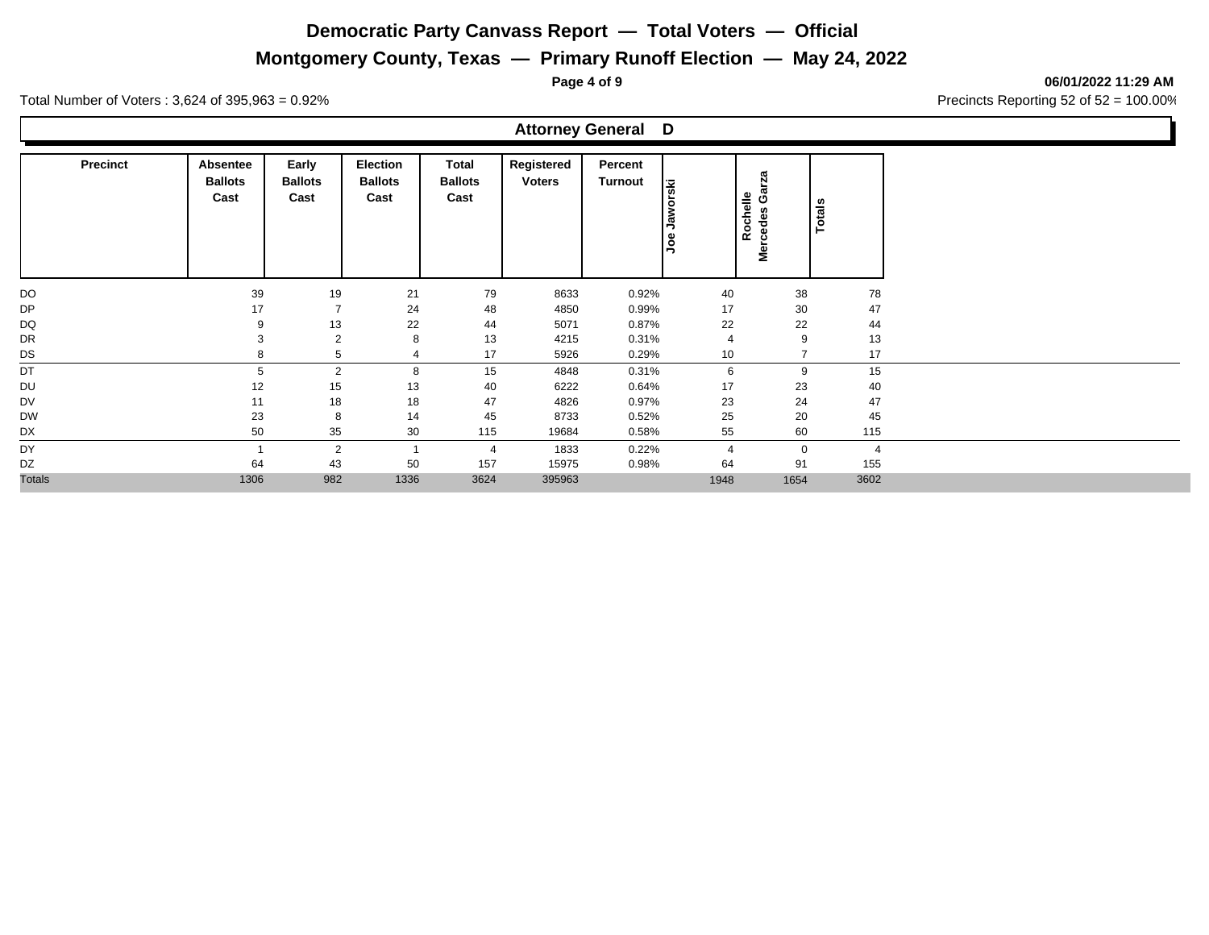# Democratic Party Canvass Report — Total Voters — Official

## Montgomery County, Texas — Primary Runoff Election — May 24, 2022

**06/01/2022 11:29 AM**

Total Number of Voters : 3,624 of 395,963 = 0.92%

Precincts Reporting 52 of 52 = 100.00%

### Attorney General D

| Precinct | Absentee Ballots Cast | Early Ballots Cast | Election Ballots Cast | Total Ballots Cast | Registered Voters | Percent Turnout | Joe Jaworski | Rochelle Mercedes Garza | Totals |
|---|---|---|---|---|---|---|---|---|---|
| DO | 39 | 19 | 21 | 79 | 8633 | 0.92% | 40 | 38 | 78 |
| DP | 17 | 7 | 24 | 48 | 4850 | 0.99% | 17 | 30 | 47 |
| DQ | 9 | 13 | 22 | 44 | 5071 | 0.87% | 22 | 22 | 44 |
| DR | 3 | 2 | 8 | 13 | 4215 | 0.31% | 4 | 9 | 13 |
| DS | 8 | 5 | 4 | 17 | 5926 | 0.29% | 10 | 7 | 17 |
| DT | 5 | 2 | 8 | 15 | 4848 | 0.31% | 6 | 9 | 15 |
| DU | 12 | 15 | 13 | 40 | 6222 | 0.64% | 17 | 23 | 40 |
| DV | 11 | 18 | 18 | 47 | 4826 | 0.97% | 23 | 24 | 47 |
| DW | 23 | 8 | 14 | 45 | 8733 | 0.52% | 25 | 20 | 45 |
| DX | 50 | 35 | 30 | 115 | 19684 | 0.58% | 55 | 60 | 115 |
| DY | 1 | 2 | 1 | 4 | 1833 | 0.22% | 4 | 0 | 4 |
| DZ | 64 | 43 | 50 | 157 | 15975 | 0.98% | 64 | 91 | 155 |
| Totals | 1306 | 982 | 1336 | 3624 | 395963 | | 1948 | 1654 | 3602 |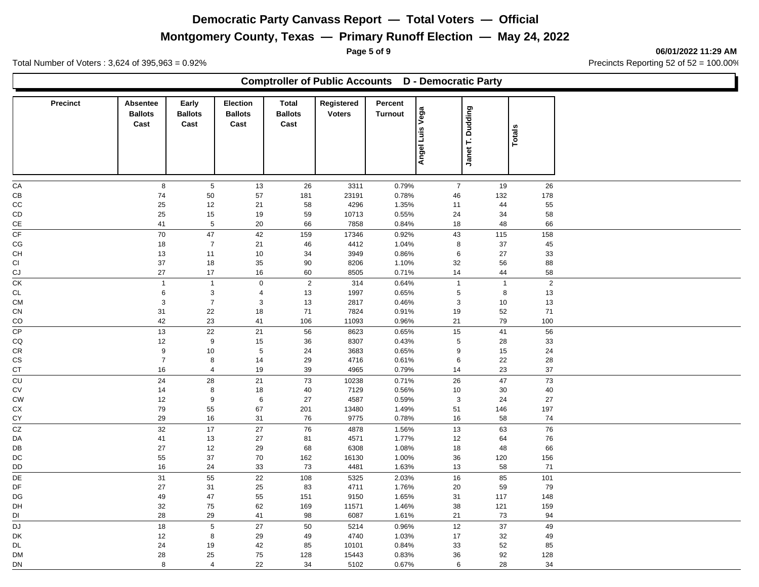# Democratic Party Canvass Report — Total Voters — Official

## Montgomery County, Texas — Primary Runoff Election — May 24, 2022

06/01/2022 11:29 AM

Total Number of Voters : 3,624 of 395,963 = 0.92%

Precincts Reporting 52 of 52 = 100.00%

### Comptroller of Public Accounts D - Democratic Party

| Precinct | Absentee Ballots Cast | Early Ballots Cast | Election Ballots Cast | Total Ballots Cast | Registered Voters | Percent Turnout | Angel Luis Vega | Janet T. Dudding | Totals |
|---|---|---|---|---|---|---|---|---|---|
| CA | 8 | 5 | 13 | 26 | 3311 | 0.79% | 7 | 19 | 26 |
| CB | 74 | 50 | 57 | 181 | 23191 | 0.78% | 46 | 132 | 178 |
| CC | 25 | 12 | 21 | 58 | 4296 | 1.35% | 11 | 44 | 55 |
| CD | 25 | 15 | 19 | 59 | 10713 | 0.55% | 24 | 34 | 58 |
| CE | 41 | 5 | 20 | 66 | 7858 | 0.84% | 18 | 48 | 66 |
| CF | 70 | 47 | 42 | 159 | 17346 | 0.92% | 43 | 115 | 158 |
| CG | 18 | 7 | 21 | 46 | 4412 | 1.04% | 8 | 37 | 45 |
| CH | 13 | 11 | 10 | 34 | 3949 | 0.86% | 6 | 27 | 33 |
| CI | 37 | 18 | 35 | 90 | 8206 | 1.10% | 32 | 56 | 88 |
| CJ | 27 | 17 | 16 | 60 | 8505 | 0.71% | 14 | 44 | 58 |
| CK | 1 | 1 | 0 | 2 | 314 | 0.64% | 1 | 1 | 2 |
| CL | 6 | 3 | 4 | 13 | 1997 | 0.65% | 5 | 8 | 13 |
| CM | 3 | 7 | 3 | 13 | 2817 | 0.46% | 3 | 10 | 13 |
| CN | 31 | 22 | 18 | 71 | 7824 | 0.91% | 19 | 52 | 71 |
| CO | 42 | 23 | 41 | 106 | 11093 | 0.96% | 21 | 79 | 100 |
| CP | 13 | 22 | 21 | 56 | 8623 | 0.65% | 15 | 41 | 56 |
| CQ | 12 | 9 | 15 | 36 | 8307 | 0.43% | 5 | 28 | 33 |
| CR | 9 | 10 | 5 | 24 | 3683 | 0.65% | 9 | 15 | 24 |
| CS | 7 | 8 | 14 | 29 | 4716 | 0.61% | 6 | 22 | 28 |
| CT | 16 | 4 | 19 | 39 | 4965 | 0.79% | 14 | 23 | 37 |
| CU | 24 | 28 | 21 | 73 | 10238 | 0.71% | 26 | 47 | 73 |
| CV | 14 | 8 | 18 | 40 | 7129 | 0.56% | 10 | 30 | 40 |
| CW | 12 | 9 | 6 | 27 | 4587 | 0.59% | 3 | 24 | 27 |
| CX | 79 | 55 | 67 | 201 | 13480 | 1.49% | 51 | 146 | 197 |
| CY | 29 | 16 | 31 | 76 | 9775 | 0.78% | 16 | 58 | 74 |
| CZ | 32 | 17 | 27 | 76 | 4878 | 1.56% | 13 | 63 | 76 |
| DA | 41 | 13 | 27 | 81 | 4571 | 1.77% | 12 | 64 | 76 |
| DB | 27 | 12 | 29 | 68 | 6308 | 1.08% | 18 | 48 | 66 |
| DC | 55 | 37 | 70 | 162 | 16130 | 1.00% | 36 | 120 | 156 |
| DD | 16 | 24 | 33 | 73 | 4481 | 1.63% | 13 | 58 | 71 |
| DE | 31 | 55 | 22 | 108 | 5325 | 2.03% | 16 | 85 | 101 |
| DF | 27 | 31 | 25 | 83 | 4711 | 1.76% | 20 | 59 | 79 |
| DG | 49 | 47 | 55 | 151 | 9150 | 1.65% | 31 | 117 | 148 |
| DH | 32 | 75 | 62 | 169 | 11571 | 1.46% | 38 | 121 | 159 |
| DI | 28 | 29 | 41 | 98 | 6087 | 1.61% | 21 | 73 | 94 |
| DJ | 18 | 5 | 27 | 50 | 5214 | 0.96% | 12 | 37 | 49 |
| DK | 12 | 8 | 29 | 49 | 4740 | 1.03% | 17 | 32 | 49 |
| DL | 24 | 19 | 42 | 85 | 10101 | 0.84% | 33 | 52 | 85 |
| DM | 28 | 25 | 75 | 128 | 15443 | 0.83% | 36 | 92 | 128 |
| DN | 8 | 4 | 22 | 34 | 5102 | 0.67% | 6 | 28 | 34 |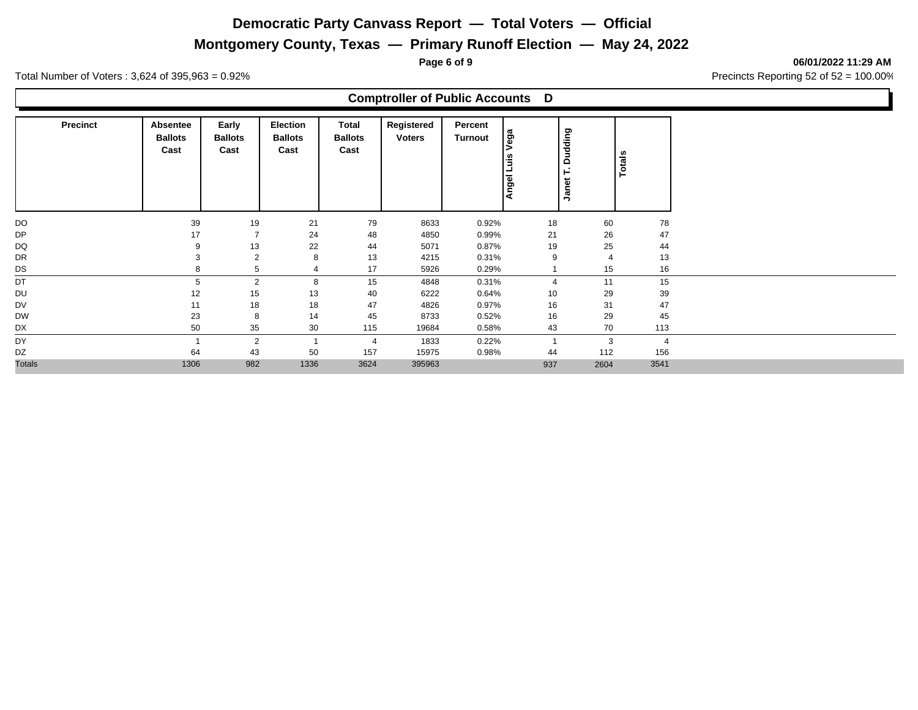# Democratic Party Canvass Report — Total Voters — Official

## Montgomery County, Texas — Primary Runoff Election — May 24, 2022

06/01/2022 11:29 AM

Total Number of Voters : 3,624 of 395,963 = 0.92%

Precincts Reporting 52 of 52 = 100.00%

### Comptroller of Public Accounts D

| Precinct | Absentee Ballots Cast | Early Ballots Cast | Election Ballots Cast | Total Ballots Cast | Registered Voters | Percent Turnout | Angel Luis Vega | Janet T. Dudding | Totals |
|---|---|---|---|---|---|---|---|---|---|
| DO | 39 | 19 | 21 | 79 | 8633 | 0.92% | 18 | 60 | 78 |
| DP | 17 | 7 | 24 | 48 | 4850 | 0.99% | 21 | 26 | 47 |
| DQ | 9 | 13 | 22 | 44 | 5071 | 0.87% | 19 | 25 | 44 |
| DR | 3 | 2 | 8 | 13 | 4215 | 0.31% | 9 | 4 | 13 |
| DS | 8 | 5 | 4 | 17 | 5926 | 0.29% | 1 | 15 | 16 |
| DT | 5 | 2 | 8 | 15 | 4848 | 0.31% | 4 | 11 | 15 |
| DU | 12 | 15 | 13 | 40 | 6222 | 0.64% | 10 | 29 | 39 |
| DV | 11 | 18 | 18 | 47 | 4826 | 0.97% | 16 | 31 | 47 |
| DW | 23 | 8 | 14 | 45 | 8733 | 0.52% | 16 | 29 | 45 |
| DX | 50 | 35 | 30 | 115 | 19684 | 0.58% | 43 | 70 | 113 |
| DY | 1 | 2 | 1 | 4 | 1833 | 0.22% | 1 | 3 | 4 |
| DZ | 64 | 43 | 50 | 157 | 15975 | 0.98% | 44 | 112 | 156 |
| Totals | 1306 | 982 | 1336 | 3624 | 395963 | | 937 | 2604 | 3541 |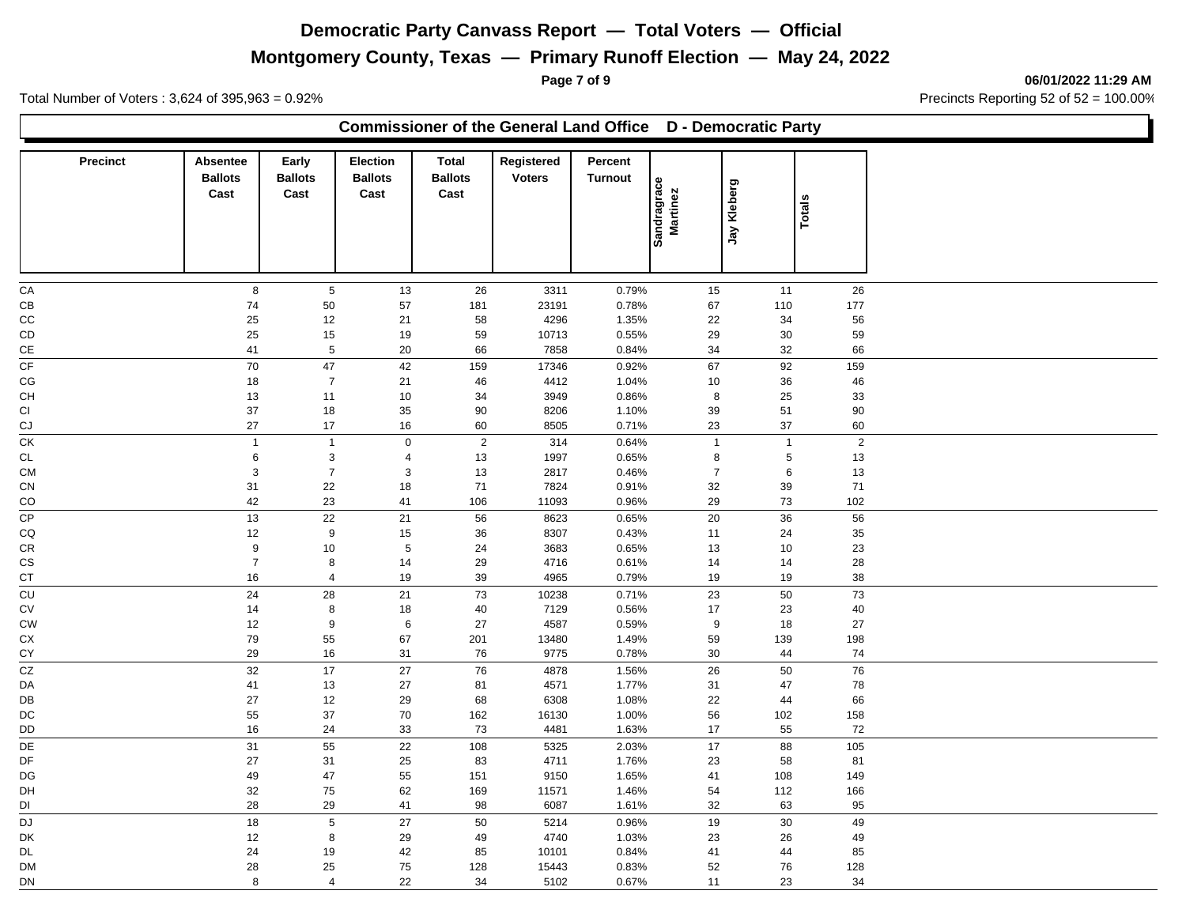# Democratic Party Canvass Report — Total Voters — Official

## Montgomery County, Texas — Primary Runoff Election — May 24, 2022

Total Number of Voters : 3,624 of 395,963 = 0.92%

06/01/2022 11:29 AM

Precincts Reporting 52 of 52 = 100.00%

### Commissioner of the General Land Office D - Democratic Party

| Precinct | Absentee Ballots Cast | Early Ballots Cast | Election Ballots Cast | Total Ballots Cast | Registered Voters | Percent Turnout | Sandragrace Martinez | Jay Kleberg | Totals |
|---|---|---|---|---|---|---|---|---|---|
| CA | 8 | 5 | 13 | 26 | 3311 | 0.79% | 15 | 11 | 26 |
| CB | 74 | 50 | 57 | 181 | 23191 | 0.78% | 67 | 110 | 177 |
| CC | 25 | 12 | 21 | 58 | 4296 | 1.35% | 22 | 34 | 56 |
| CD | 25 | 15 | 19 | 59 | 10713 | 0.55% | 29 | 30 | 59 |
| CE | 41 | 5 | 20 | 66 | 7858 | 0.84% | 34 | 32 | 66 |
| CF | 70 | 47 | 42 | 159 | 17346 | 0.92% | 67 | 92 | 159 |
| CG | 18 | 7 | 21 | 46 | 4412 | 1.04% | 10 | 36 | 46 |
| CH | 13 | 11 | 10 | 34 | 3949 | 0.86% | 8 | 25 | 33 |
| CI | 37 | 18 | 35 | 90 | 8206 | 1.10% | 39 | 51 | 90 |
| CJ | 27 | 17 | 16 | 60 | 8505 | 0.71% | 23 | 37 | 60 |
| CK | 1 | 1 | 0 | 2 | 314 | 0.64% | 1 | 1 | 2 |
| CL | 6 | 3 | 4 | 13 | 1997 | 0.65% | 8 | 5 | 13 |
| CM | 3 | 7 | 3 | 13 | 2817 | 0.46% | 7 | 6 | 13 |
| CN | 31 | 22 | 18 | 71 | 7824 | 0.91% | 32 | 39 | 71 |
| CO | 42 | 23 | 41 | 106 | 11093 | 0.96% | 29 | 73 | 102 |
| CP | 13 | 22 | 21 | 56 | 8623 | 0.65% | 20 | 36 | 56 |
| CQ | 12 | 9 | 15 | 36 | 8307 | 0.43% | 11 | 24 | 35 |
| CR | 9 | 10 | 5 | 24 | 3683 | 0.65% | 13 | 10 | 23 |
| CS | 7 | 8 | 14 | 29 | 4716 | 0.61% | 14 | 14 | 28 |
| CT | 16 | 4 | 19 | 39 | 4965 | 0.79% | 19 | 19 | 38 |
| CU | 24 | 28 | 21 | 73 | 10238 | 0.71% | 23 | 50 | 73 |
| CV | 14 | 8 | 18 | 40 | 7129 | 0.56% | 17 | 23 | 40 |
| CW | 12 | 9 | 6 | 27 | 4587 | 0.59% | 9 | 18 | 27 |
| CX | 79 | 55 | 67 | 201 | 13480 | 1.49% | 59 | 139 | 198 |
| CY | 29 | 16 | 31 | 76 | 9775 | 0.78% | 30 | 44 | 74 |
| CZ | 32 | 17 | 27 | 76 | 4878 | 1.56% | 26 | 50 | 76 |
| DA | 41 | 13 | 27 | 81 | 4571 | 1.77% | 31 | 47 | 78 |
| DB | 27 | 12 | 29 | 68 | 6308 | 1.08% | 22 | 44 | 66 |
| DC | 55 | 37 | 70 | 162 | 16130 | 1.00% | 56 | 102 | 158 |
| DD | 16 | 24 | 33 | 73 | 4481 | 1.63% | 17 | 55 | 72 |
| DE | 31 | 55 | 22 | 108 | 5325 | 2.03% | 17 | 88 | 105 |
| DF | 27 | 31 | 25 | 83 | 4711 | 1.76% | 23 | 58 | 81 |
| DG | 49 | 47 | 55 | 151 | 9150 | 1.65% | 41 | 108 | 149 |
| DH | 32 | 75 | 62 | 169 | 11571 | 1.46% | 54 | 112 | 166 |
| DI | 28 | 29 | 41 | 98 | 6087 | 1.61% | 32 | 63 | 95 |
| DJ | 18 | 5 | 27 | 50 | 5214 | 0.96% | 19 | 30 | 49 |
| DK | 12 | 8 | 29 | 49 | 4740 | 1.03% | 23 | 26 | 49 |
| DL | 24 | 19 | 42 | 85 | 10101 | 0.84% | 41 | 44 | 85 |
| DM | 28 | 25 | 75 | 128 | 15443 | 0.83% | 52 | 76 | 128 |
| DN | 8 | 4 | 22 | 34 | 5102 | 0.67% | 11 | 23 | 34 |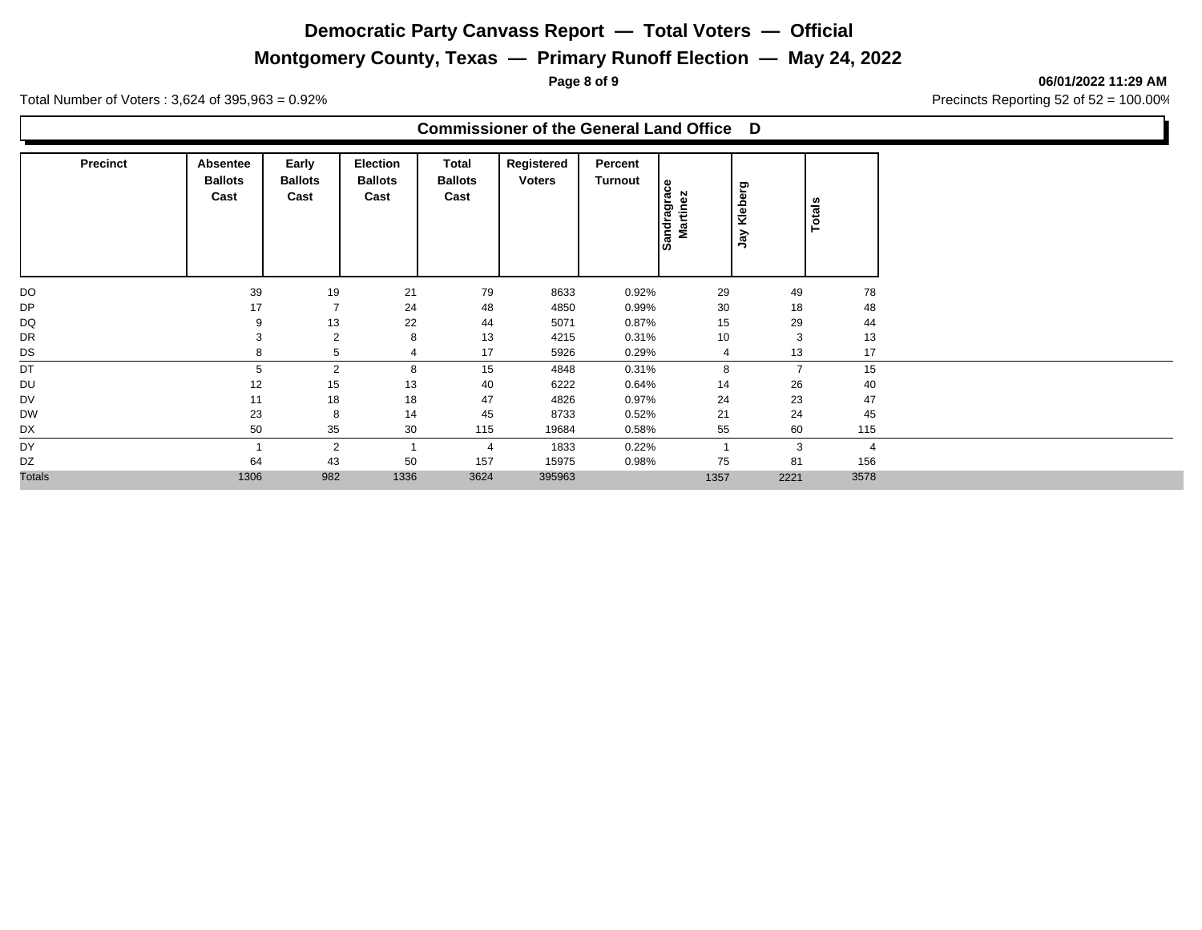# Democratic Party Canvass Report — Total Voters — Official

## Montgomery County, Texas — Primary Runoff Election — May 24, 2022

**06/01/2022 11:29 AM**

Total Number of Voters : 3,624 of 395,963 = 0.92%

Precincts Reporting 52 of 52 = 100.00%

### Commissioner of the General Land Office D

| Precinct | Absentee Ballots Cast | Early Ballots Cast | Election Ballots Cast | Total Ballots Cast | Registered Voters | Percent Turnout | Sandragrace Martinez | Jay Kleberg | Totals |
|---|---|---|---|---|---|---|---|---|---|
| DO | 39 | 19 | 21 | 79 | 8633 | 0.92% | 29 | 49 | 78 |
| DP | 17 | 7 | 24 | 48 | 4850 | 0.99% | 30 | 18 | 48 |
| DQ | 9 | 13 | 22 | 44 | 5071 | 0.87% | 15 | 29 | 44 |
| DR | 3 | 2 | 8 | 13 | 4215 | 0.31% | 10 | 3 | 13 |
| DS | 8 | 5 | 4 | 17 | 5926 | 0.29% | 4 | 13 | 17 |
| DT | 5 | 2 | 8 | 15 | 4848 | 0.31% | 8 | 7 | 15 |
| DU | 12 | 15 | 13 | 40 | 6222 | 0.64% | 14 | 26 | 40 |
| DV | 11 | 18 | 18 | 47 | 4826 | 0.97% | 24 | 23 | 47 |
| DW | 23 | 8 | 14 | 45 | 8733 | 0.52% | 21 | 24 | 45 |
| DX | 50 | 35 | 30 | 115 | 19684 | 0.58% | 55 | 60 | 115 |
| DY | 1 | 2 | 1 | 4 | 1833 | 0.22% | 1 | 3 | 4 |
| DZ | 64 | 43 | 50 | 157 | 15975 | 0.98% | 75 | 81 | 156 |
| Totals | 1306 | 982 | 1336 | 3624 | 395963 | | 1357 | 2221 | 3578 |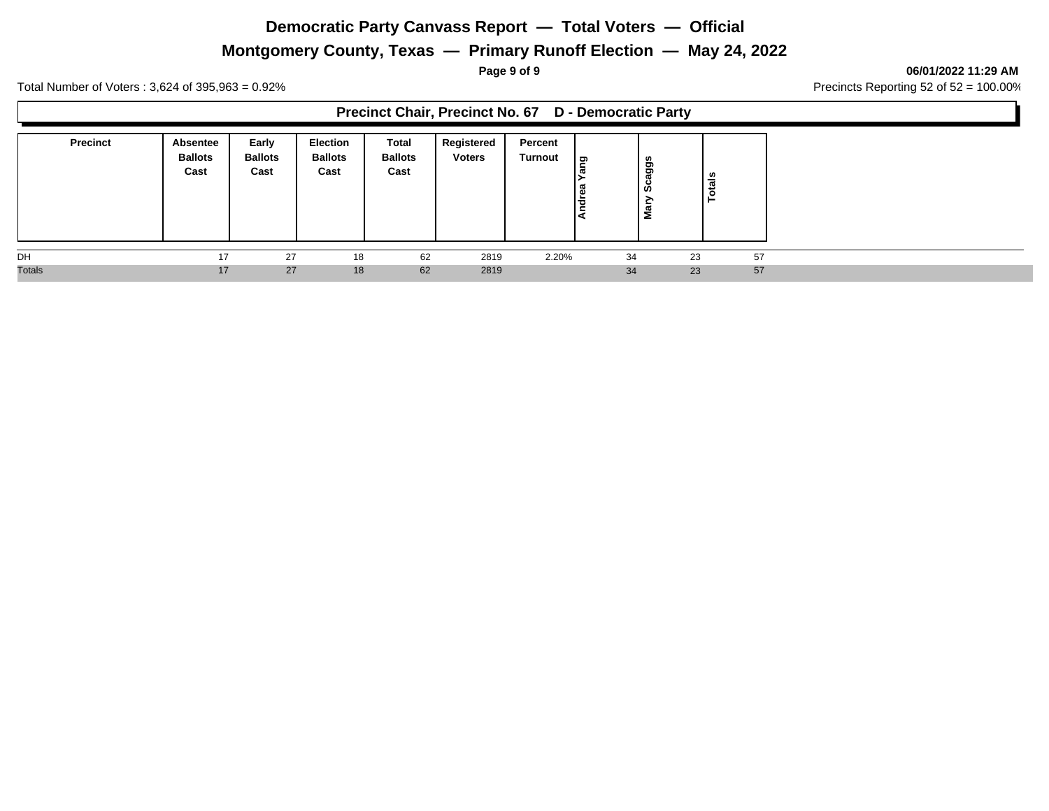# Democratic Party Canvass Report — Total Voters — Official

## Montgomery County, Texas — Primary Runoff Election — May 24, 2022

06/01/2022 11:29 AM

Total Number of Voters : 3,624 of 395,963 = 0.92%

Precincts Reporting 52 of 52 = 100.00%

### Precinct Chair, Precinct No. 67 D - Democratic Party

| Precinct | Absentee Ballots Cast | Early Ballots Cast | Election Ballots Cast | Total Ballots Cast | Registered Voters | Percent Turnout | Andrea Yang | Mary Scaggs | Totals |
|---|---|---|---|---|---|---|---|---|---|
| DH | 17 | 27 | 18 | 62 | 2819 | 2.20% | 34 | 23 | 57 |
| Totals | 17 | 27 | 18 | 62 | 2819 | | 34 | 23 | 57 |